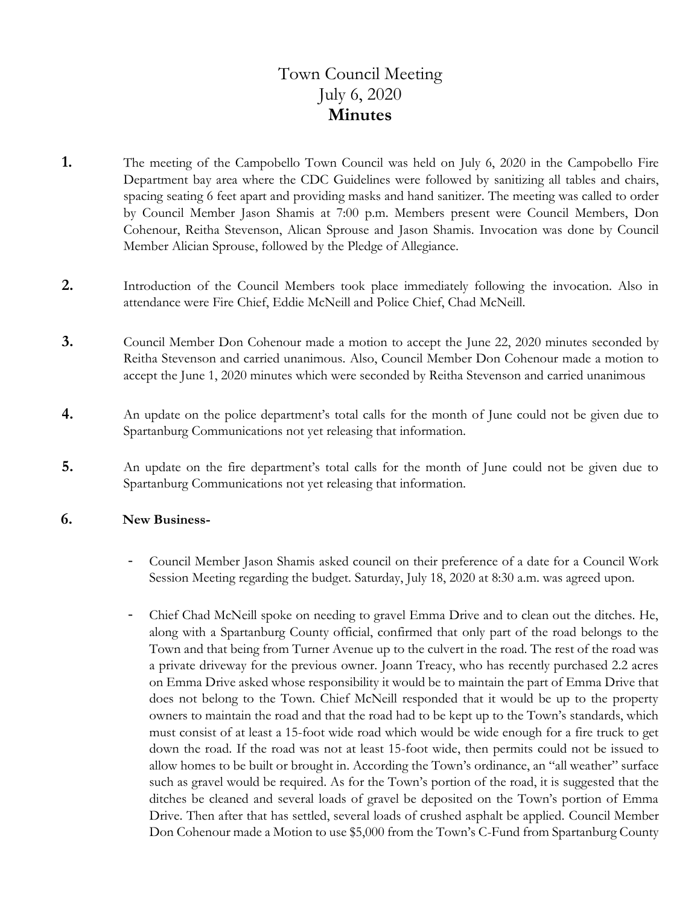# Town Council Meeting
# July 6, 2020
# **Minutes**

**1.** The meeting of the Campobello Town Council was held on July 6, 2020 in the Campobello Fire Department bay area where the CDC Guidelines were followed by sanitizing all tables and chairs, spacing seating 6 feet apart and providing masks and hand sanitizer. The meeting was called to order by Council Member Jason Shamis at 7:00 p.m. Members present were Council Members, Don Cohenour, Reitha Stevenson, Alican Sprouse and Jason Shamis. Invocation was done by Council Member Alician Sprouse, followed by the Pledge of Allegiance.

**2.** Introduction of the Council Members took place immediately following the invocation. Also in attendance were Fire Chief, Eddie McNeill and Police Chief, Chad McNeill.

**3.** Council Member Don Cohenour made a motion to accept the June 22, 2020 minutes seconded by Reitha Stevenson and carried unanimous. Also, Council Member Don Cohenour made a motion to accept the June 1, 2020 minutes which were seconded by Reitha Stevenson and carried unanimous

**4.** An update on the police department's total calls for the month of June could not be given due to Spartanburg Communications not yet releasing that information.

**5.** An update on the fire department's total calls for the month of June could not be given due to Spartanburg Communications not yet releasing that information.

**6.** **New Business-**

- Council Member Jason Shamis asked council on their preference of a date for a Council Work Session Meeting regarding the budget. Saturday, July 18, 2020 at 8:30 a.m. was agreed upon.

- Chief Chad McNeill spoke on needing to gravel Emma Drive and to clean out the ditches. He, along with a Spartanburg County official, confirmed that only part of the road belongs to the Town and that being from Turner Avenue up to the culvert in the road. The rest of the road was a private driveway for the previous owner. Joann Treacy, who has recently purchased 2.2 acres on Emma Drive asked whose responsibility it would be to maintain the part of Emma Drive that does not belong to the Town. Chief McNeill responded that it would be up to the property owners to maintain the road and that the road had to be kept up to the Town's standards, which must consist of at least a 15-foot wide road which would be wide enough for a fire truck to get down the road. If the road was not at least 15-foot wide, then permits could not be issued to allow homes to be built or brought in. According the Town's ordinance, an "all weather" surface such as gravel would be required. As for the Town's portion of the road, it is suggested that the ditches be cleaned and several loads of gravel be deposited on the Town's portion of Emma Drive. Then after that has settled, several loads of crushed asphalt be applied. Council Member Don Cohenour made a Motion to use $5,000 from the Town's C-Fund from Spartanburg County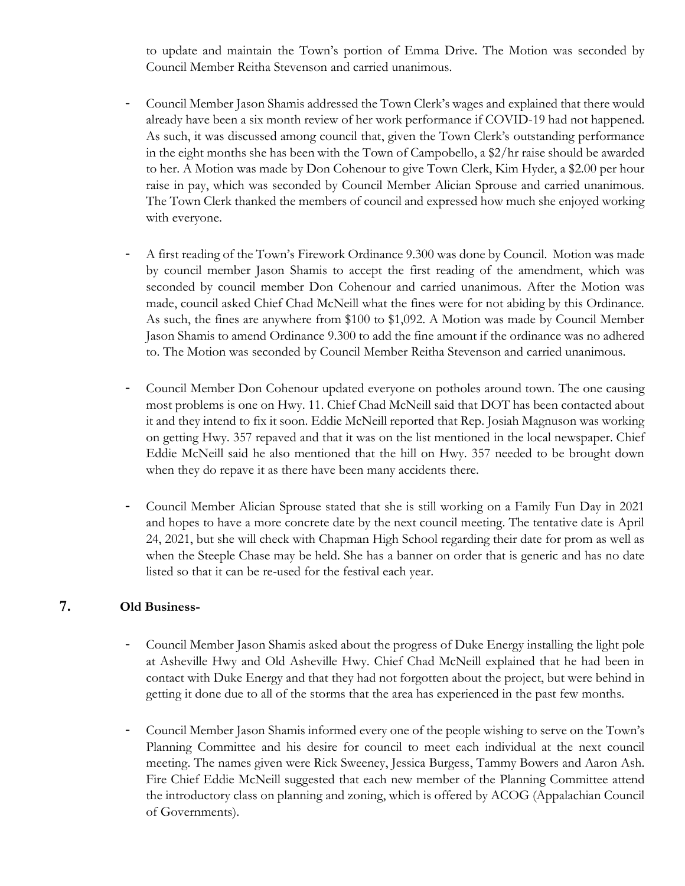to update and maintain the Town's portion of Emma Drive. The Motion was seconded by Council Member Reitha Stevenson and carried unanimous.

- Council Member Jason Shamis addressed the Town Clerk's wages and explained that there would already have been a six month review of her work performance if COVID-19 had not happened. As such, it was discussed among council that, given the Town Clerk's outstanding performance in the eight months she has been with the Town of Campobello, a $2/hr raise should be awarded to her. A Motion was made by Don Cohenour to give Town Clerk, Kim Hyder, a $2.00 per hour raise in pay, which was seconded by Council Member Alician Sprouse and carried unanimous. The Town Clerk thanked the members of council and expressed how much she enjoyed working with everyone.

- A first reading of the Town's Firework Ordinance 9.300 was done by Council. Motion was made by council member Jason Shamis to accept the first reading of the amendment, which was seconded by council member Don Cohenour and carried unanimous. After the Motion was made, council asked Chief Chad McNeill what the fines were for not abiding by this Ordinance. As such, the fines are anywhere from $100 to $1,092. A Motion was made by Council Member Jason Shamis to amend Ordinance 9.300 to add the fine amount if the ordinance was no adhered to. The Motion was seconded by Council Member Reitha Stevenson and carried unanimous.

- Council Member Don Cohenour updated everyone on potholes around town. The one causing most problems is one on Hwy. 11. Chief Chad McNeill said that DOT has been contacted about it and they intend to fix it soon. Eddie McNeill reported that Rep. Josiah Magnuson was working on getting Hwy. 357 repaved and that it was on the list mentioned in the local newspaper. Chief Eddie McNeill said he also mentioned that the hill on Hwy. 357 needed to be brought down when they do repave it as there have been many accidents there.

- Council Member Alician Sprouse stated that she is still working on a Family Fun Day in 2021 and hopes to have a more concrete date by the next council meeting. The tentative date is April 24, 2021, but she will check with Chapman High School regarding their date for prom as well as when the Steeple Chase may be held. She has a banner on order that is generic and has no date listed so that it can be re-used for the festival each year.

## 7. Old Business-

- Council Member Jason Shamis asked about the progress of Duke Energy installing the light pole at Asheville Hwy and Old Asheville Hwy. Chief Chad McNeill explained that he had been in contact with Duke Energy and that they had not forgotten about the project, but were behind in getting it done due to all of the storms that the area has experienced in the past few months.

- Council Member Jason Shamis informed every one of the people wishing to serve on the Town's Planning Committee and his desire for council to meet each individual at the next council meeting. The names given were Rick Sweeney, Jessica Burgess, Tammy Bowers and Aaron Ash. Fire Chief Eddie McNeill suggested that each new member of the Planning Committee attend the introductory class on planning and zoning, which is offered by ACOG (Appalachian Council of Governments).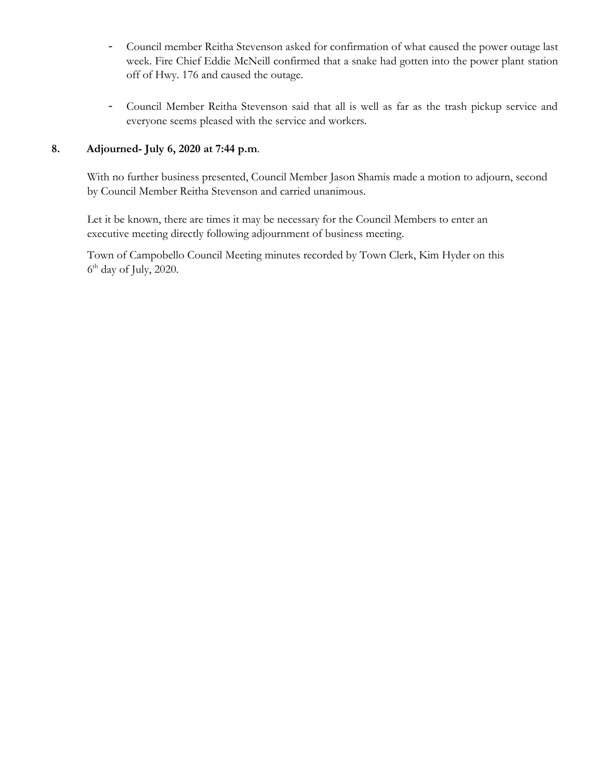- Council member Reitha Stevenson asked for confirmation of what caused the power outage last week. Fire Chief Eddie McNeill confirmed that a snake had gotten into the power plant station off of Hwy. 176 and caused the outage.

- Council Member Reitha Stevenson said that all is well as far as the trash pickup service and everyone seems pleased with the service and workers.

**8. Adjourned- July 6, 2020 at 7:44 p.m**.

With no further business presented, Council Member Jason Shamis made a motion to adjourn, second by Council Member Reitha Stevenson and carried unanimous.

Let it be known, there are times it may be necessary for the Council Members to enter an executive meeting directly following adjournment of business meeting.

Town of Campobello Council Meeting minutes recorded by Town Clerk, Kim Hyder on this 6th day of July, 2020.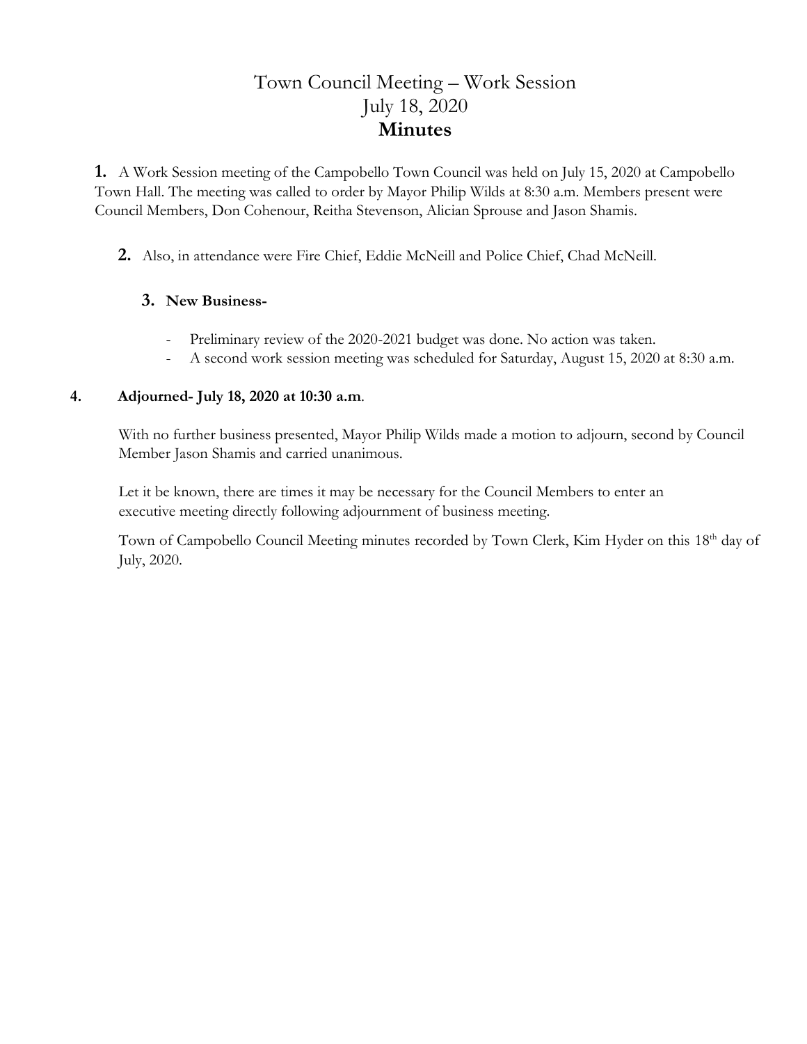# Town Council Meeting – Work Session
# July 18, 2020
# **Minutes**

**1.** A Work Session meeting of the Campobello Town Council was held on July 15, 2020 at Campobello Town Hall. The meeting was called to order by Mayor Philip Wilds at 8:30 a.m. Members present were Council Members, Don Cohenour, Reitha Stevenson, Alician Sprouse and Jason Shamis.

**2.** Also, in attendance were Fire Chief, Eddie McNeill and Police Chief, Chad McNeill.

**3. New Business-**

- Preliminary review of the 2020-2021 budget was done. No action was taken.
- A second work session meeting was scheduled for Saturday, August 15, 2020 at 8:30 a.m.

**4. Adjourned- July 18, 2020 at 10:30 a.m**.

With no further business presented, Mayor Philip Wilds made a motion to adjourn, second by Council Member Jason Shamis and carried unanimous.

Let it be known, there are times it may be necessary for the Council Members to enter an executive meeting directly following adjournment of business meeting.

Town of Campobello Council Meeting minutes recorded by Town Clerk, Kim Hyder on this 18th day of July, 2020.